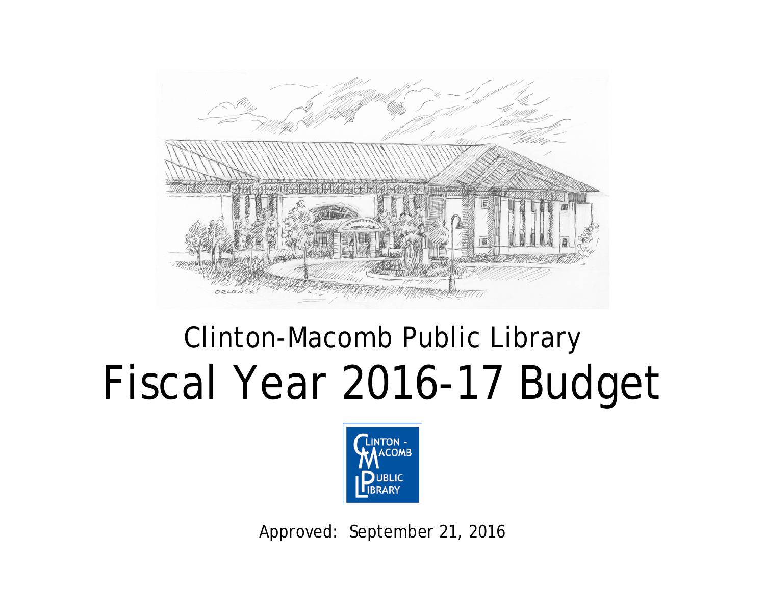# Clinton-Macomb Public Library

# Fiscal Year 2016-17 Budget

Approved: September 21, 2016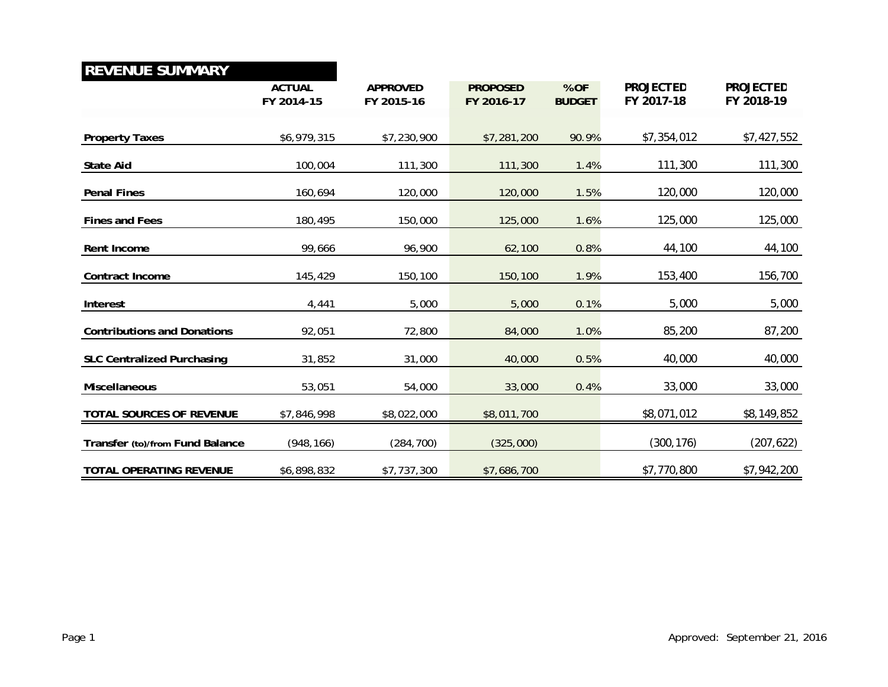## REVENUE SUMMARY

| | ACTUAL FY 2014-15 | APPROVED FY 2015-16 | PROPOSED FY 2016-17 | % OF BUDGET | PROJECTED FY 2017-18 | PROJECTED FY 2018-19 |
|---|---|---|---|---|---|---|
| **Property Taxes** | $6,979,315 | $7,230,900 | $7,281,200 | 90.9% | $7,354,012 | $7,427,552 |
| **State Aid** | 100,004 | 111,300 | 111,300 | 1.4% | 111,300 | 111,300 |
| **Penal Fines** | 160,694 | 120,000 | 120,000 | 1.5% | 120,000 | 120,000 |
| **Fines and Fees** | 180,495 | 150,000 | 125,000 | 1.6% | 125,000 | 125,000 |
| **Rent Income** | 99,666 | 96,900 | 62,100 | 0.8% | 44,100 | 44,100 |
| **Contract Income** | 145,429 | 150,100 | 150,100 | 1.9% | 153,400 | 156,700 |
| **Interest** | 4,441 | 5,000 | 5,000 | 0.1% | 5,000 | 5,000 |
| **Contributions and Donations** | 92,051 | 72,800 | 84,000 | 1.0% | 85,200 | 87,200 |
| **SLC Centralized Purchasing** | 31,852 | 31,000 | 40,000 | 0.5% | 40,000 | 40,000 |
| **Miscellaneous** | 53,051 | 54,000 | 33,000 | 0.4% | 33,000 | 33,000 |
| **TOTAL SOURCES OF REVENUE** | $7,846,998 | $8,022,000 | $8,011,700 | | $8,071,012 | $8,149,852 |
| **Transfer (to)/from Fund Balance** | (948,166) | (284,700) | (325,000) | | (300,176) | (207,622) |
| **TOTAL OPERATING REVENUE** | $6,898,832 | $7,737,300 | $7,686,700 | | $7,770,800 | $7,942,200 |

Approved: September 21, 2016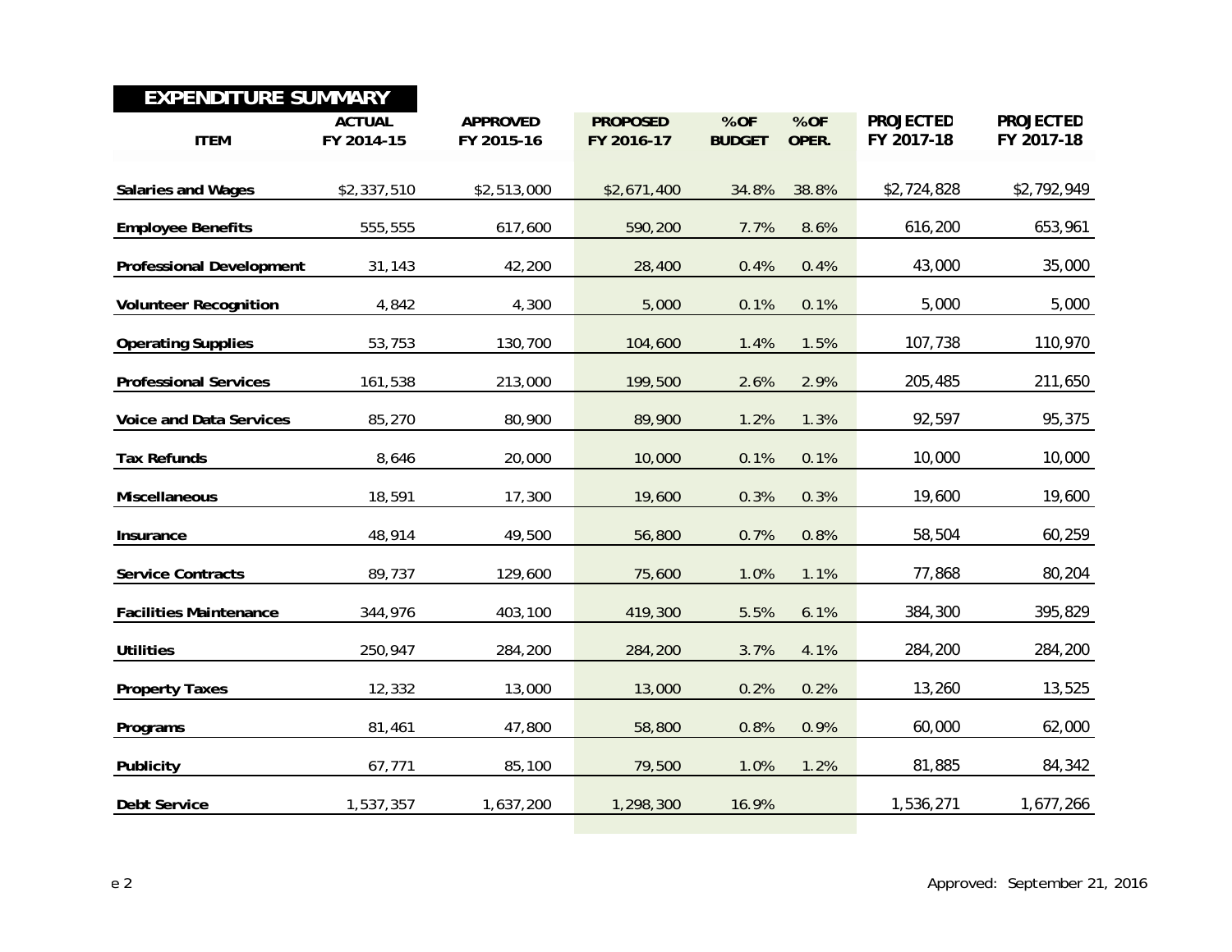## EXPENDITURE SUMMARY

| ITEM | ACTUAL FY 2014-15 | APPROVED FY 2015-16 | PROPOSED FY 2016-17 | % OF BUDGET | % OF OPER. | PROJECTED FY 2017-18 | PROJECTED FY 2017-18 |
|---|---|---|---|---|---|---|---|
| **Salaries and Wages** | $2,337,510 | $2,513,000 | $2,671,400 | 34.8% | 38.8% | $2,724,828 | $2,792,949 |
| **Employee Benefits** | 555,555 | 617,600 | 590,200 | 7.7% | 8.6% | 616,200 | 653,961 |
| **Professional Development** | 31,143 | 42,200 | 28,400 | 0.4% | 0.4% | 43,000 | 35,000 |
| **Volunteer Recognition** | 4,842 | 4,300 | 5,000 | 0.1% | 0.1% | 5,000 | 5,000 |
| **Operating Supplies** | 53,753 | 130,700 | 104,600 | 1.4% | 1.5% | 107,738 | 110,970 |
| **Professional Services** | 161,538 | 213,000 | 199,500 | 2.6% | 2.9% | 205,485 | 211,650 |
| **Voice and Data Services** | 85,270 | 80,900 | 89,900 | 1.2% | 1.3% | 92,597 | 95,375 |
| **Tax Refunds** | 8,646 | 20,000 | 10,000 | 0.1% | 0.1% | 10,000 | 10,000 |
| **Miscellaneous** | 18,591 | 17,300 | 19,600 | 0.3% | 0.3% | 19,600 | 19,600 |
| **Insurance** | 48,914 | 49,500 | 56,800 | 0.7% | 0.8% | 58,504 | 60,259 |
| **Service Contracts** | 89,737 | 129,600 | 75,600 | 1.0% | 1.1% | 77,868 | 80,204 |
| **Facilities Maintenance** | 344,976 | 403,100 | 419,300 | 5.5% | 6.1% | 384,300 | 395,829 |
| **Utilities** | 250,947 | 284,200 | 284,200 | 3.7% | 4.1% | 284,200 | 284,200 |
| **Property Taxes** | 12,332 | 13,000 | 13,000 | 0.2% | 0.2% | 13,260 | 13,525 |
| **Programs** | 81,461 | 47,800 | 58,800 | 0.8% | 0.9% | 60,000 | 62,000 |
| **Publicity** | 67,771 | 85,100 | 79,500 | 1.0% | 1.2% | 81,885 | 84,342 |
| **Debt Service** | 1,537,357 | 1,637,200 | 1,298,300 | 16.9% | | 1,536,271 | 1,677,266 |

Approved: September 21, 2016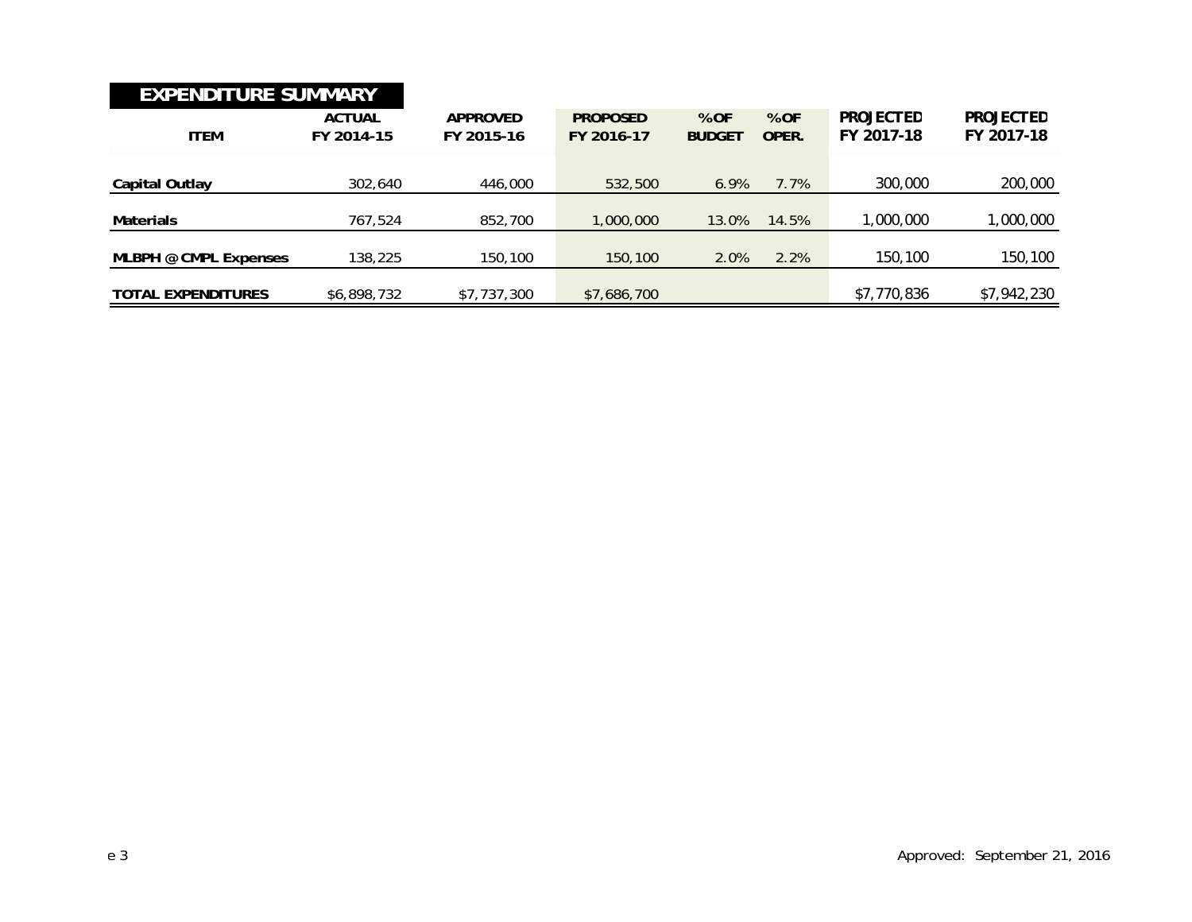## EXPENDITURE SUMMARY

| ITEM | ACTUAL FY 2014-15 | APPROVED FY 2015-16 | PROPOSED FY 2016-17 | % OF BUDGET | % OF OPER. | PROJECTED FY 2017-18 | PROJECTED FY 2017-18 |
|---|---|---|---|---|---|---|---|
| **Capital Outlay** | 302,640 | 446,000 | 532,500 | 6.9% | 7.7% | 300,000 | 200,000 |
| **Materials** | 767,524 | 852,700 | 1,000,000 | 13.0% | 14.5% | 1,000,000 | 1,000,000 |
| **MLBPH @ CMPL Expenses** | 138,225 | 150,100 | 150,100 | 2.0% | 2.2% | 150,100 | 150,100 |
| **TOTAL EXPENDITURES** | $6,898,732 | $7,737,300 | $7,686,700 | | | $7,770,836 | $7,942,230 |

Approved: September 21, 2016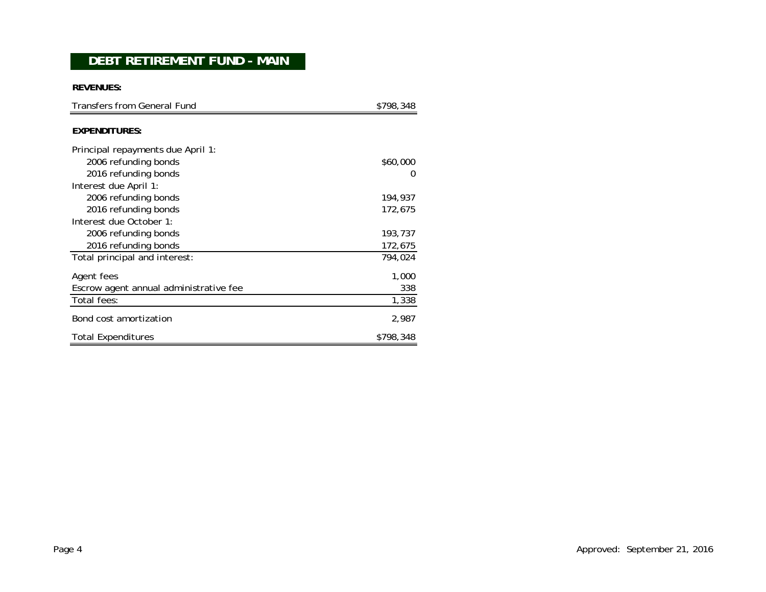# DEBT RETIREMENT FUND - MAIN

**REVENUES:**

| | |
|---|---:|
| Transfers from General Fund | $798,348 |

**EXPENDITURES:**

| | |
|---|---:|
| Principal repayments due April 1: | |
| 2006 refunding bonds | $60,000 |
| 2016 refunding bonds | 0 |
| Interest due April 1: | |
| 2006 refunding bonds | 194,937 |
| 2016 refunding bonds | 172,675 |
| Interest due October 1: | |
| 2006 refunding bonds | 193,737 |
| 2016 refunding bonds | 172,675 |
| Total principal and interest: | 794,024 |
| Agent fees | 1,000 |
| Escrow agent annual administrative fee | 338 |
| Total fees: | 1,338 |
| Bond cost amortization | 2,987 |
| Total Expenditures | $798,348 |

Approved: September 21, 2016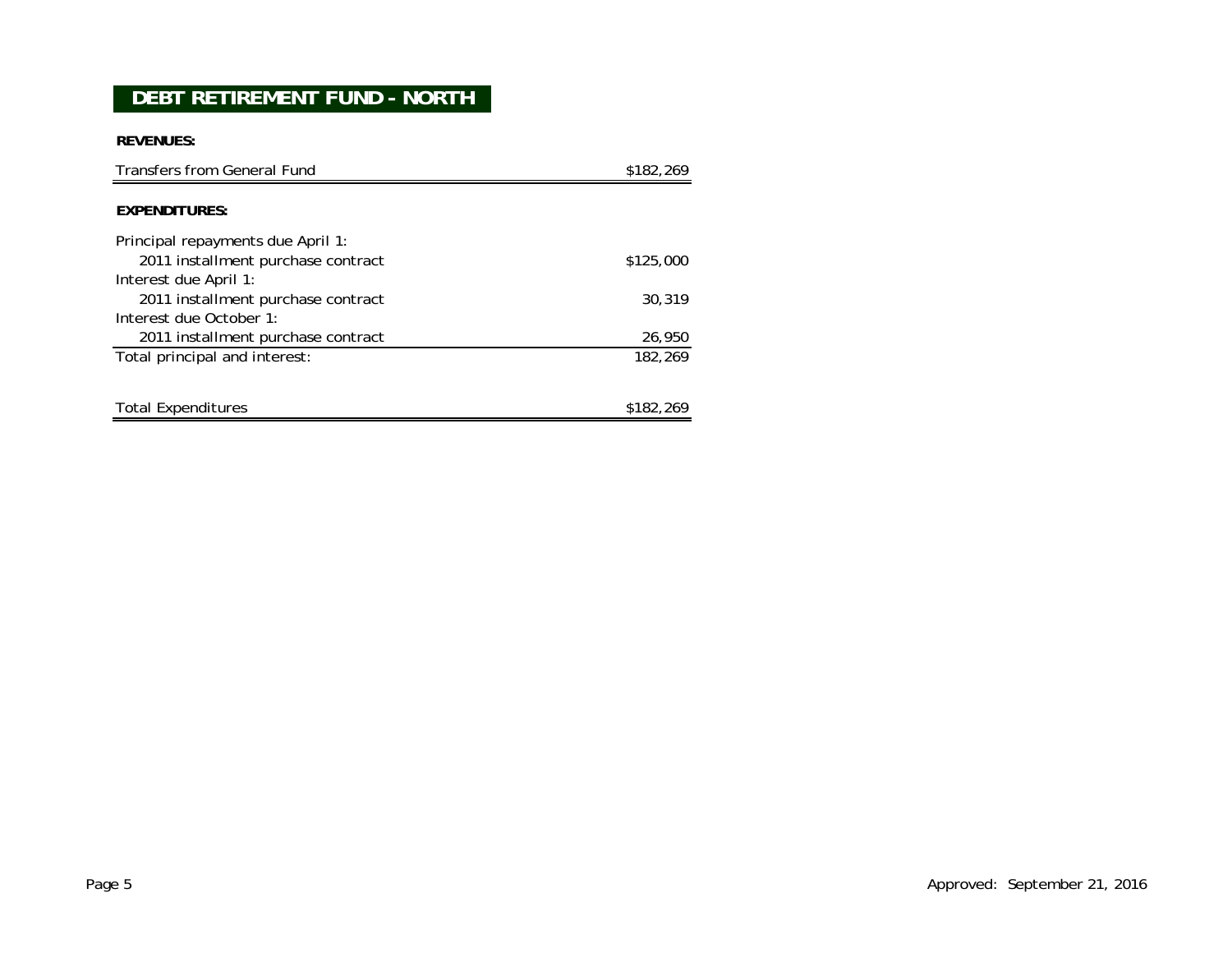# DEBT RETIREMENT FUND - NORTH

**REVENUES:**

| | |
|---|---|
| Transfers from General Fund | $182,269 |

**EXPENDITURES:**

| | |
|---|---|
| Principal repayments due April 1: | |
| 2011 installment purchase contract | $125,000 |
| Interest due April 1: | |
| 2011 installment purchase contract | 30,319 |
| Interest due October 1: | |
| 2011 installment purchase contract | 26,950 |
| Total principal and interest: | 182,269 |
| | |
| Total Expenditures | $182,269 |

Approved: September 21, 2016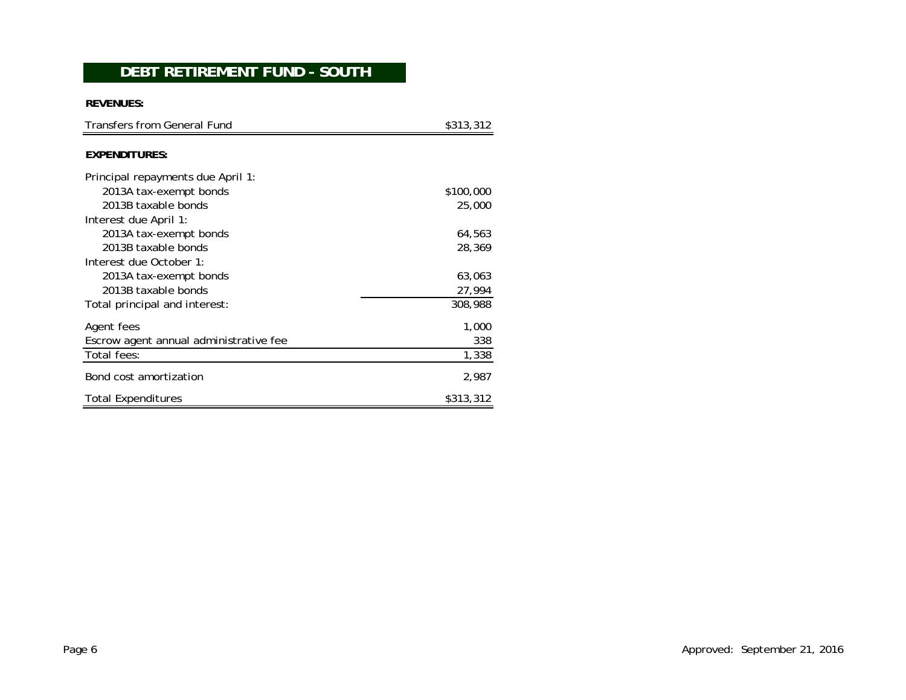# DEBT RETIREMENT FUND - SOUTH

**REVENUES:**

| | |
|---|---|
| Transfers from General Fund | $313,312 |

**EXPENDITURES:**

| | |
|---|---|
| Principal repayments due April 1: | |
| 2013A tax-exempt bonds | $100,000 |
| 2013B taxable bonds | 25,000 |
| Interest due April 1: | |
| 2013A tax-exempt bonds | 64,563 |
| 2013B taxable bonds | 28,369 |
| Interest due October 1: | |
| 2013A tax-exempt bonds | 63,063 |
| 2013B taxable bonds | 27,994 |
| Total principal and interest: | 308,988 |
| Agent fees | 1,000 |
| Escrow agent annual administrative fee | 338 |
| Total fees: | 1,338 |
| Bond cost amortization | 2,987 |
| Total Expenditures | $313,312 |

Approved: September 21, 2016